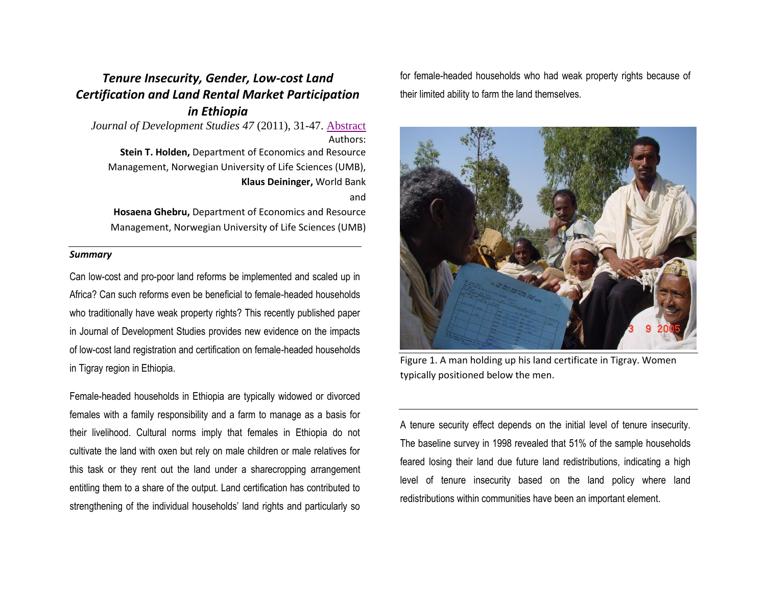## *Tenure Insecurity, Gender, Low-cost Land Certification and Land Rental Market Participation in Ethiopia*

*Journal of Development Studies 47* (2011), 31-47. Abstract

Authors:

**Stein T. Holden,** Department of Economics and Resource Management, Norwegian University of Life Sciences (UMB),

**Klaus Deininger,** World Bank

and

**Hosaena Ghebru,** Department of Economics and Resource Management, Norwegian University of Life Sciences (UMB)

### *Summary*

Can low-cost and pro-poor land reforms be implemented and scaled up in Africa? Can such reforms even be beneficial to female-headed households who traditionally have weak property rights? This recently published paper in Journal of Development Studies provides new evidence on the impacts of low-cost land registration and certification on female-headed households in Tigray region in Ethiopia.

Female-headed households in Ethiopia are typically widowed or divorced females with a family responsibility and a farm to manage as a basis for their livelihood. Cultural norms imply that females in Ethiopia do not cultivate the land with oxen but rely on male children or male relatives for this task or they rent out the land under a sharecropping arrangement entitling them to a share of the output. Land certification has contributed to strengthening of the individual households' land rights and particularly so for female-headed households who had weak property rights because of their limited ability to farm the land themselves.

Figure 1. A man holding up his land certificate in Tigray. Women typically positioned below the men.

A tenure security effect depends on the initial level of tenure insecurity. The baseline survey in 1998 revealed that 51% of the sample households feared losing their land due future land redistributions, indicating a high level of tenure insecurity based on the land policy where land redistributions within communities have been an important element.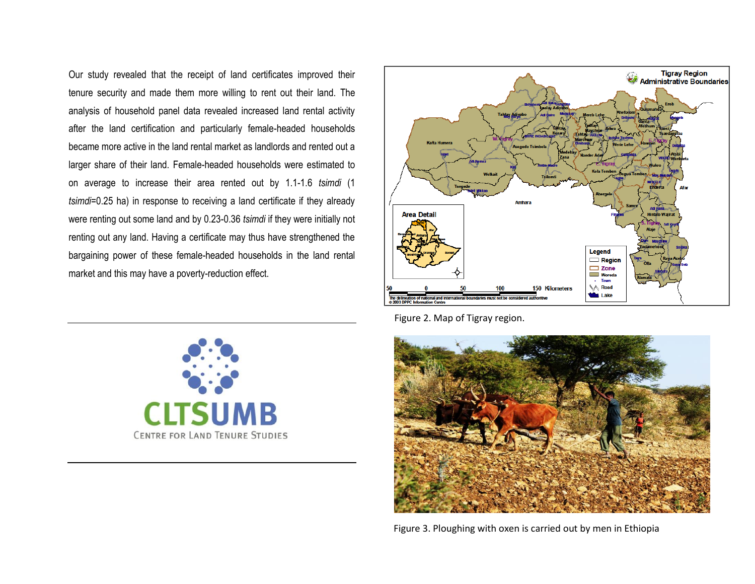Our study revealed that the receipt of land certificates improved their tenure security and made them more willing to rent out their land. The analysis of household panel data revealed increased land rental activity after the land certification and particularly female-headed households became more active in the land rental market as landlords and rented out a larger share of their land. Female-headed households were estimated to on average to increase their area rented out by 1.1-1.6 *tsimdi* (1 *tsimdi*=0.25 ha) in response to receiving a land certificate if they already were renting out some land and by 0.23-0.36 *tsimdi* if they were initially not renting out any land. Having a certificate may thus have strengthened the bargaining power of these female-headed households in the land rental market and this may have a poverty-reduction effect.

CLTSUMB
CENTRE FOR LAND TENURE STUDIES

Figure 2. Map of Tigray region.

Figure 3. Ploughing with oxen is carried out by men in Ethiopia